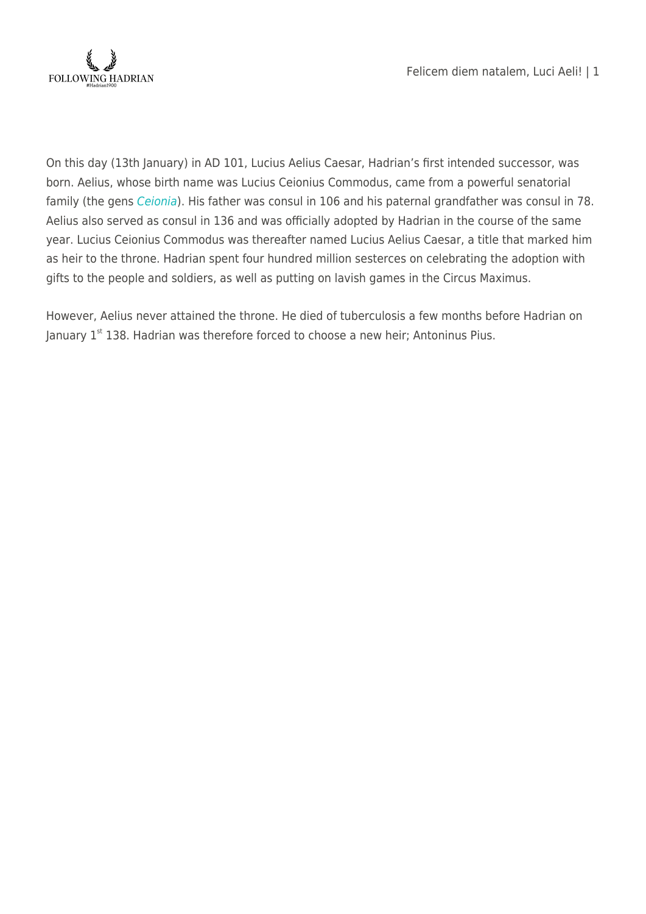On this day (13th January) in AD 101, Lucius Aelius Caesar, Hadrian's first intended successor, was born. Aelius, whose birth name was Lucius Ceionius Commodus, came from a powerful senatorial family (the gens *Ceionia*). His father was consul in 106 and his paternal grandfather was consul in 78. Aelius also served as consul in 136 and was officially adopted by Hadrian in the course of the same year. Lucius Ceionius Commodus was thereafter named Lucius Aelius Caesar, a title that marked him as heir to the throne. Hadrian spent four hundred million sesterces on celebrating the adoption with gifts to the people and soldiers, as well as putting on lavish games in the Circus Maximus.

However, Aelius never attained the throne. He died of tuberculosis a few months before Hadrian on January 1st 138. Hadrian was therefore forced to choose a new heir; Antoninus Pius.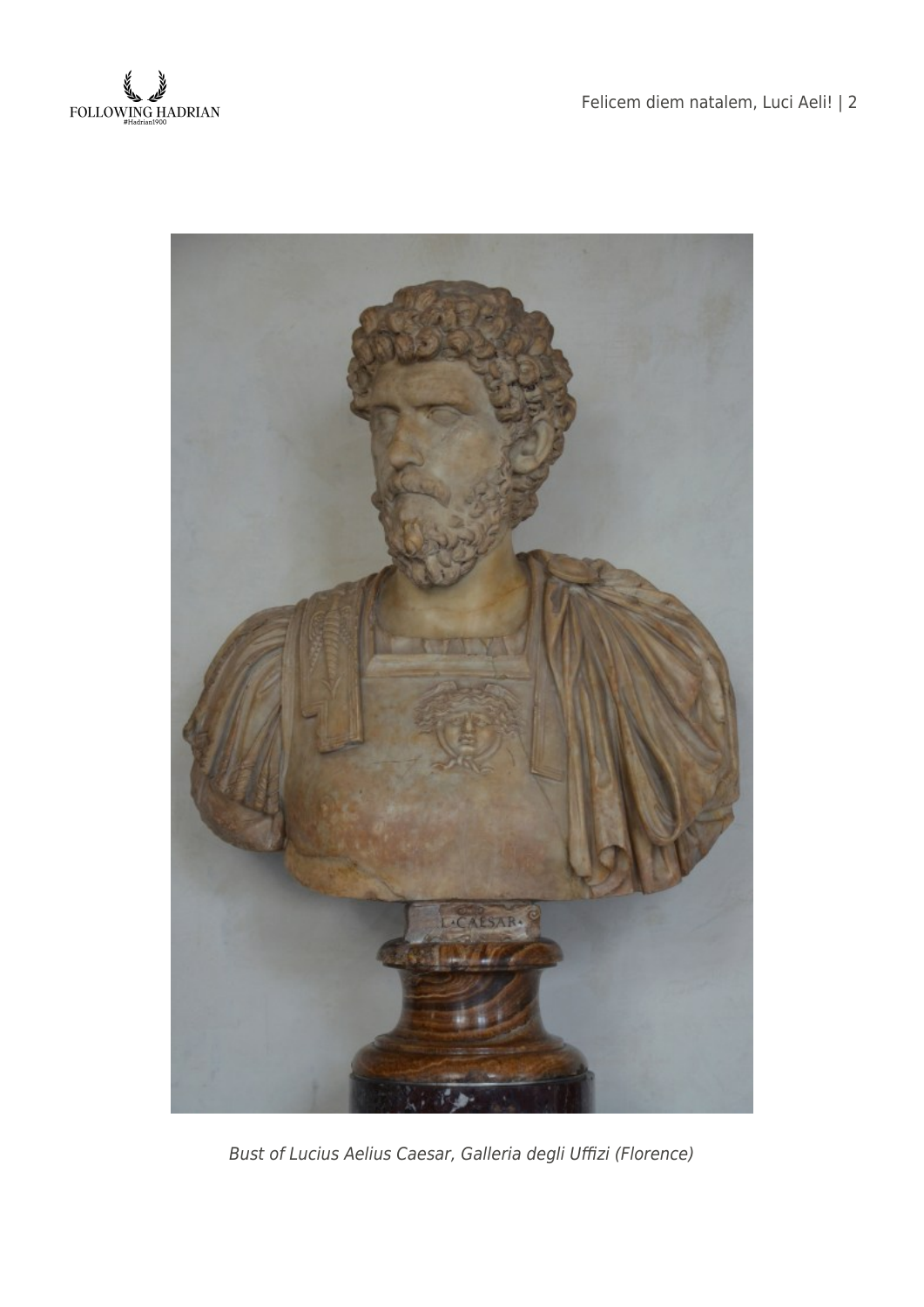*Bust of Lucius Aelius Caesar, Galleria degli Uffizi (Florence)*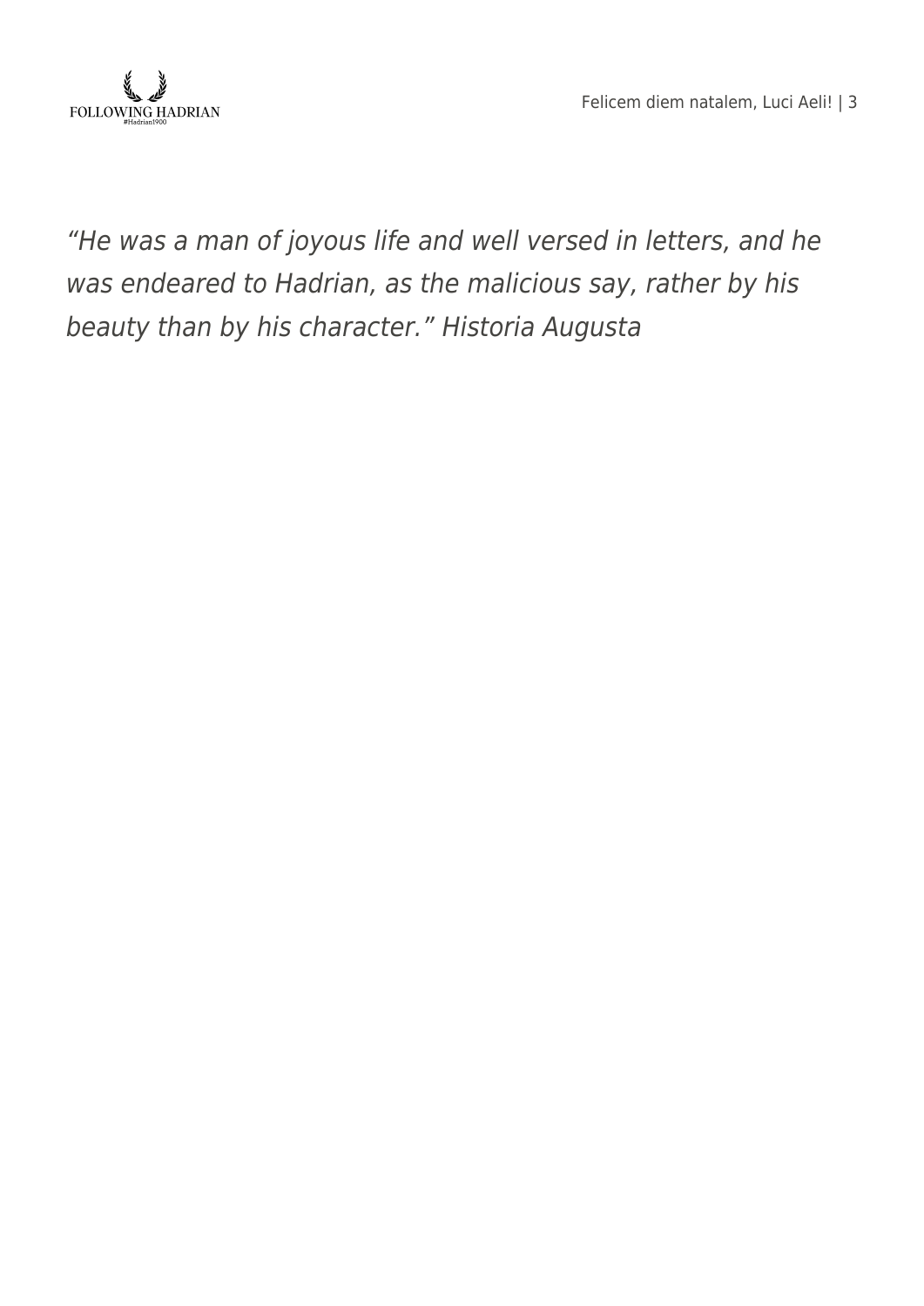*“He was a man of joyous life and well versed in letters, and he was endeared to Hadrian, as the malicious say, rather by his beauty than by his character.” Historia Augusta*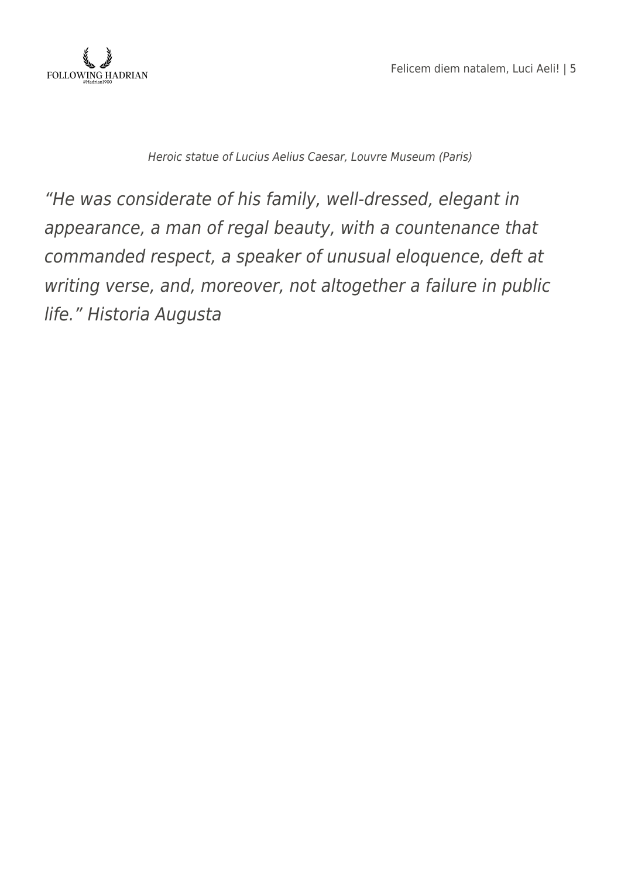*Heroic statue of Lucius Aelius Caesar, Louvre Museum (Paris)*

*"He was considerate of his family, well-dressed, elegant in appearance, a man of regal beauty, with a countenance that commanded respect, a speaker of unusual eloquence, deft at writing verse, and, moreover, not altogether a failure in public life." Historia Augusta*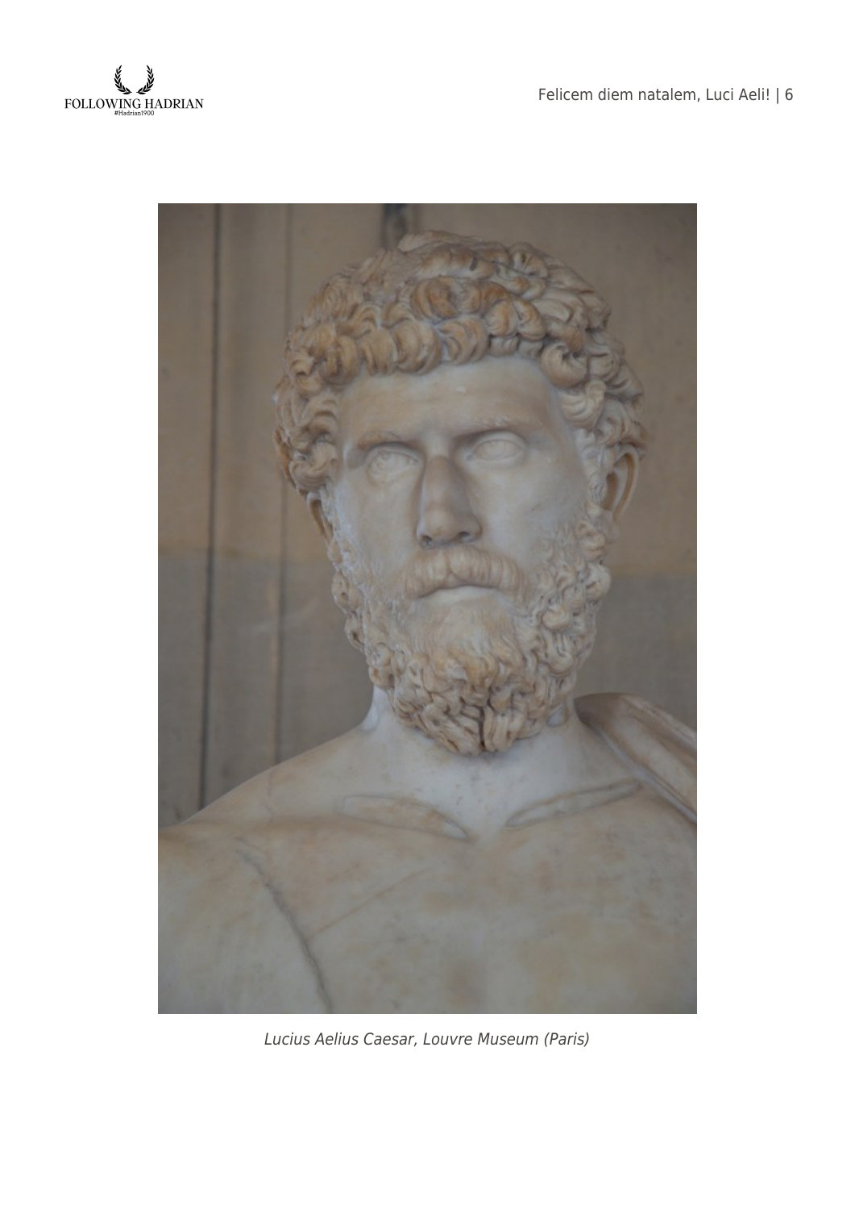*Lucius Aelius Caesar, Louvre Museum (Paris)*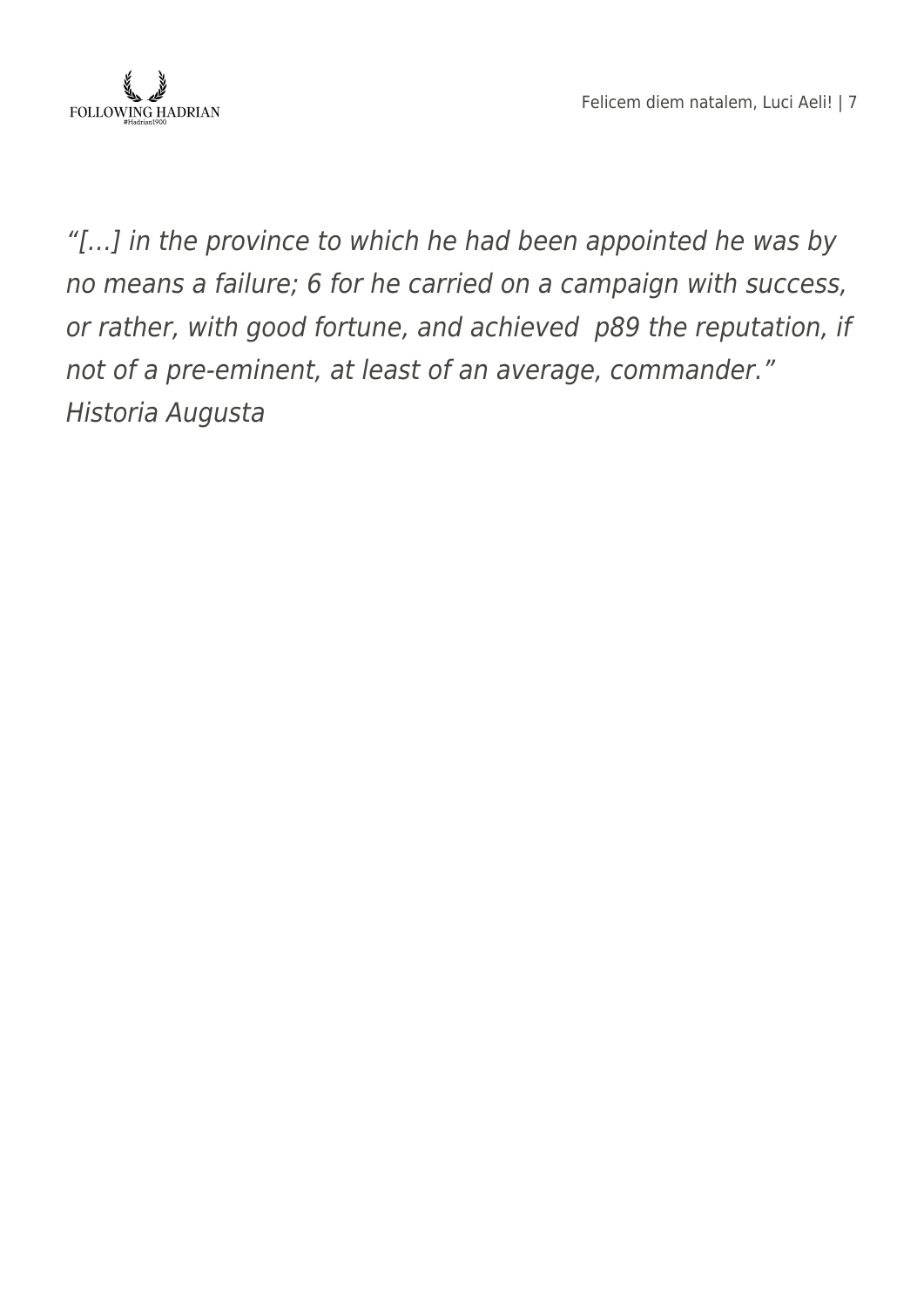*"[…] in the province to which he had been appointed he was by no means a failure; 6 for he carried on a campaign with success, or rather, with good fortune, and achieved  p89 the reputation, if not of a pre-eminent, at least of an average, commander." Historia Augusta*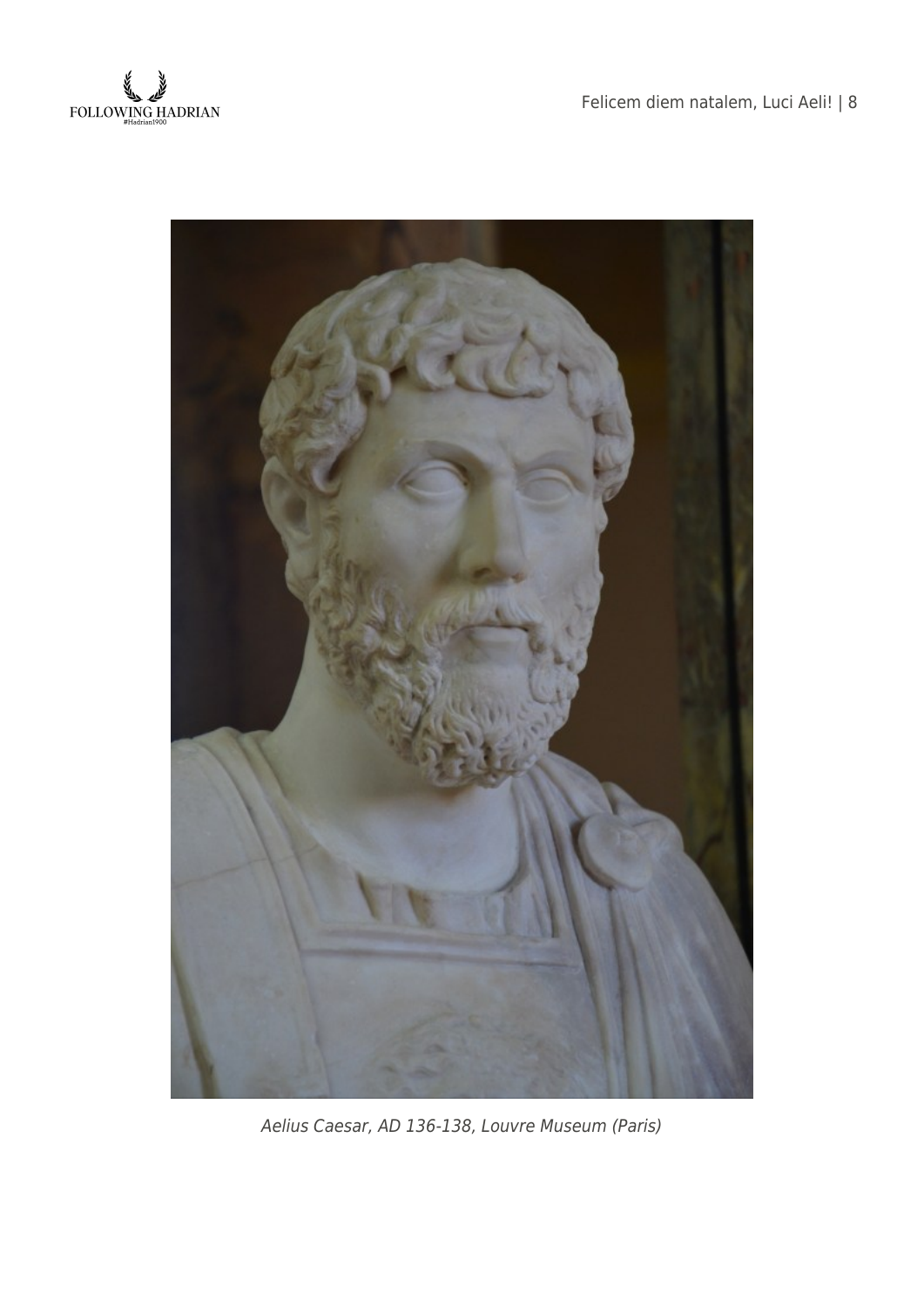*Aelius Caesar, AD 136-138, Louvre Museum (Paris)*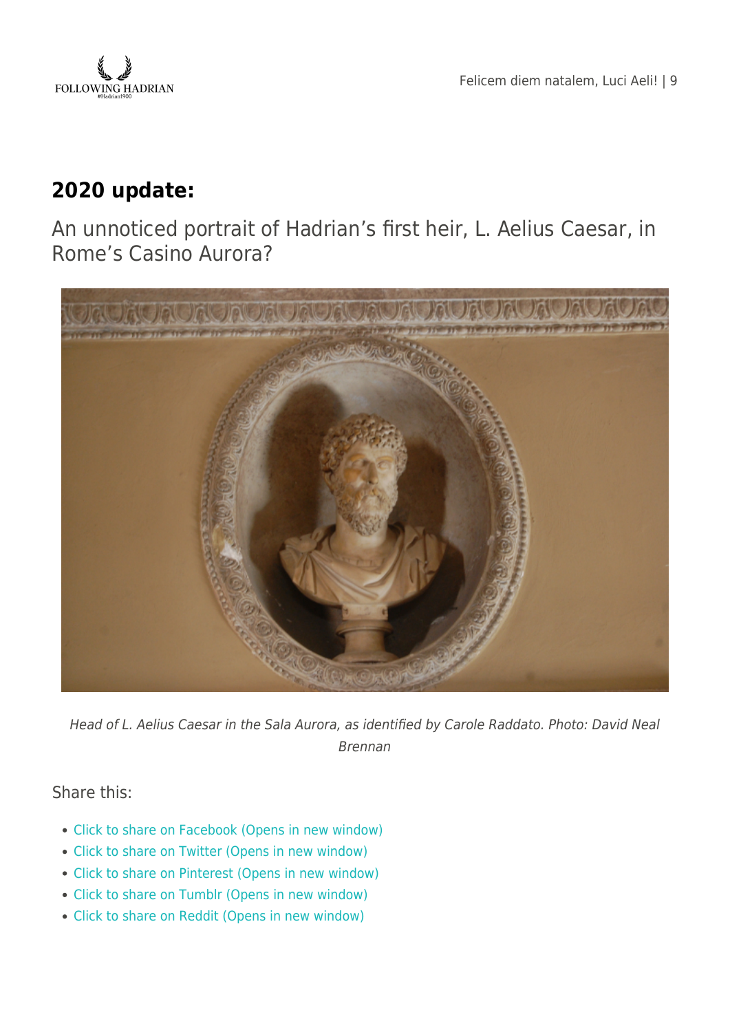## 2020 update:

An unnoticed portrait of Hadrian's first heir, L. Aelius Caesar, in Rome's Casino Aurora?

*Head of L. Aelius Caesar in the Sala Aurora, as identified by Carole Raddato. Photo: David Neal Brennan*

Share this:

- Click to share on Facebook (Opens in new window)
- Click to share on Twitter (Opens in new window)
- Click to share on Pinterest (Opens in new window)
- Click to share on Tumblr (Opens in new window)
- Click to share on Reddit (Opens in new window)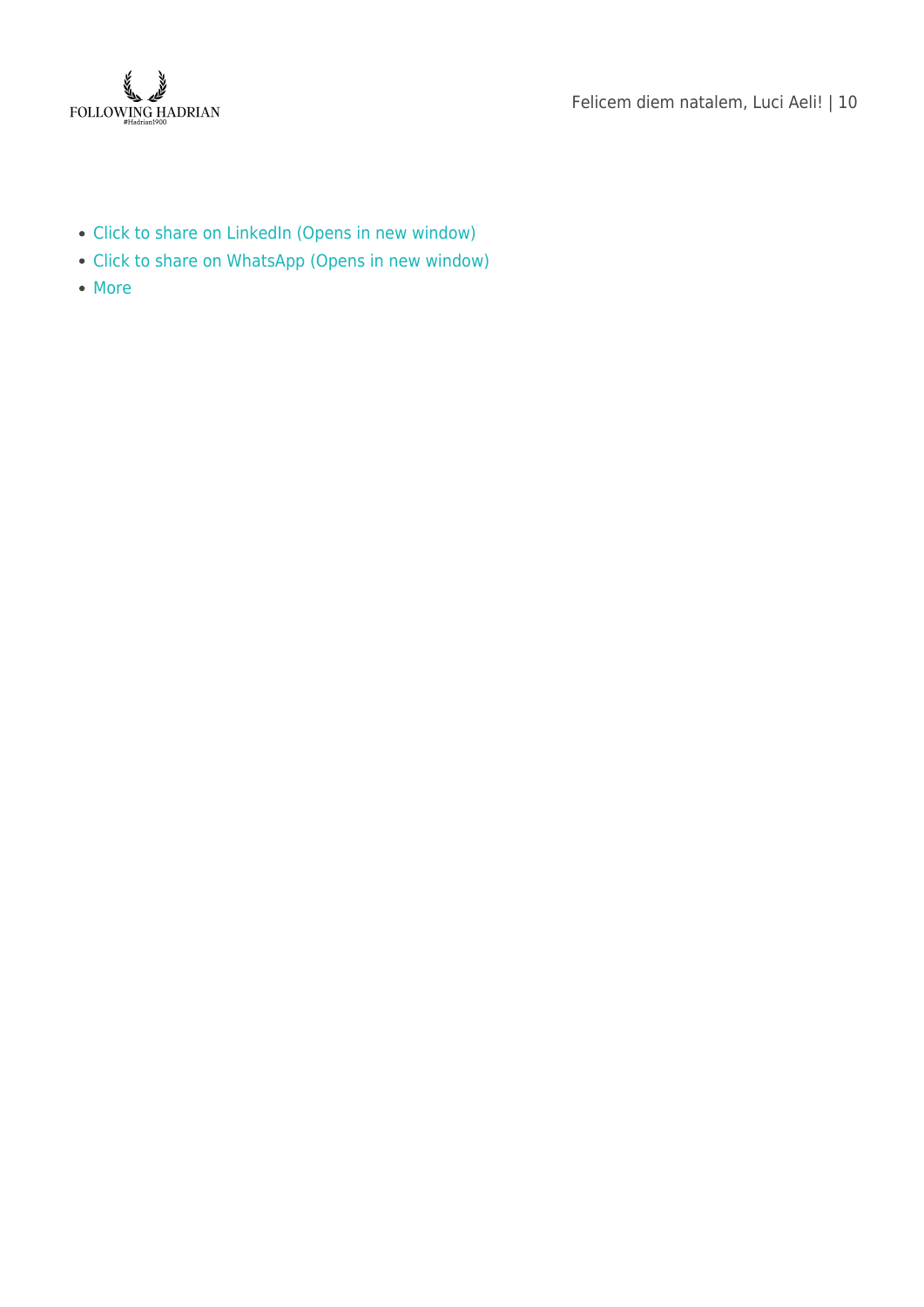- Click to share on LinkedIn (Opens in new window)
- Click to share on WhatsApp (Opens in new window)
- More